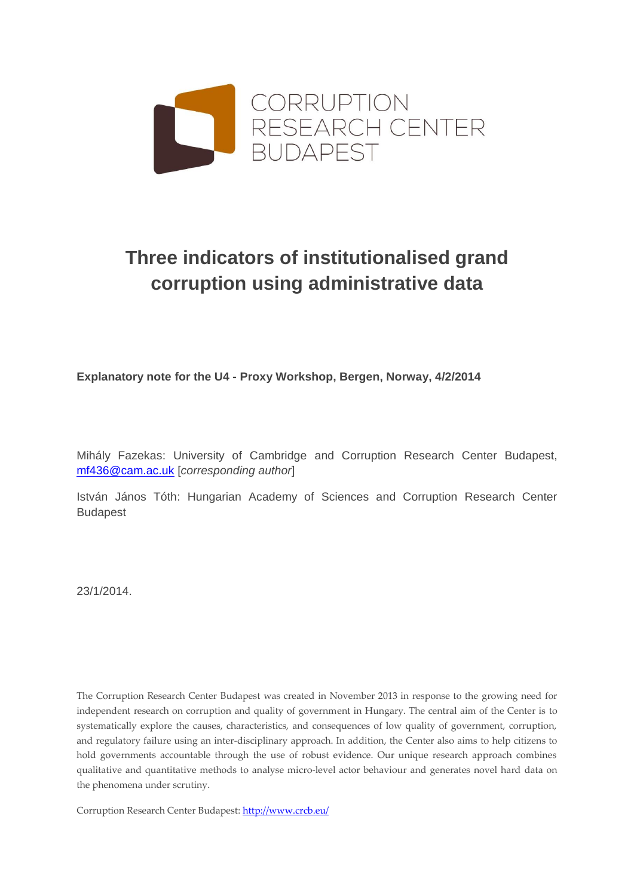CORRUPTION RESEARCH CENTER BUDAPEST

# Three indicators of institutionalised grand corruption using administrative data

**Explanatory note for the U4 - Proxy Workshop, Bergen, Norway, 4/2/2014**

Mihály Fazekas: University of Cambridge and Corruption Research Center Budapest, mf436@cam.ac.uk [*corresponding author*]

István János Tóth: Hungarian Academy of Sciences and Corruption Research Center Budapest

23/1/2014.

The Corruption Research Center Budapest was created in November 2013 in response to the growing need for independent research on corruption and quality of government in Hungary. The central aim of the Center is to systematically explore the causes, characteristics, and consequences of low quality of government, corruption, and regulatory failure using an inter-disciplinary approach. In addition, the Center also aims to help citizens to hold governments accountable through the use of robust evidence. Our unique research approach combines qualitative and quantitative methods to analyse micro-level actor behaviour and generates novel hard data on the phenomena under scrutiny.

Corruption Research Center Budapest: http://www.crcb.eu/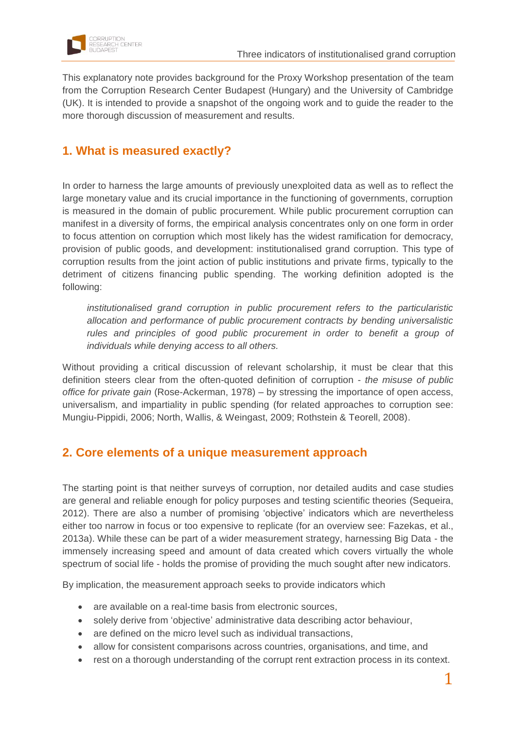This explanatory note provides background for the Proxy Workshop presentation of the team from the Corruption Research Center Budapest (Hungary) and the University of Cambridge (UK). It is intended to provide a snapshot of the ongoing work and to guide the reader to the more thorough discussion of measurement and results.

## 1. What is measured exactly?

In order to harness the large amounts of previously unexploited data as well as to reflect the large monetary value and its crucial importance in the functioning of governments, corruption is measured in the domain of public procurement. While public procurement corruption can manifest in a diversity of forms, the empirical analysis concentrates only on one form in order to focus attention on corruption which most likely has the widest ramification for democracy, provision of public goods, and development: institutionalised grand corruption. This type of corruption results from the joint action of public institutions and private firms, typically to the detriment of citizens financing public spending. The working definition adopted is the following:

> *institutionalised grand corruption in public procurement refers to the particularistic allocation and performance of public procurement contracts by bending universalistic rules and principles of good public procurement in order to benefit a group of individuals while denying access to all others.*

Without providing a critical discussion of relevant scholarship, it must be clear that this definition steers clear from the often-quoted definition of corruption - *the misuse of public office for private gain* (Rose-Ackerman, 1978) – by stressing the importance of open access, universalism, and impartiality in public spending (for related approaches to corruption see: Mungiu-Pippidi, 2006; North, Wallis, & Weingast, 2009; Rothstein & Teorell, 2008).

## 2. Core elements of a unique measurement approach

The starting point is that neither surveys of corruption, nor detailed audits and case studies are general and reliable enough for policy purposes and testing scientific theories (Sequeira, 2012). There are also a number of promising 'objective' indicators which are nevertheless either too narrow in focus or too expensive to replicate (for an overview see: Fazekas, et al., 2013a). While these can be part of a wider measurement strategy, harnessing Big Data - the immensely increasing speed and amount of data created which covers virtually the whole spectrum of social life - holds the promise of providing the much sought after new indicators.

By implication, the measurement approach seeks to provide indicators which

- are available on a real-time basis from electronic sources,
- solely derive from 'objective' administrative data describing actor behaviour,
- are defined on the micro level such as individual transactions,
- allow for consistent comparisons across countries, organisations, and time, and
- rest on a thorough understanding of the corrupt rent extraction process in its context.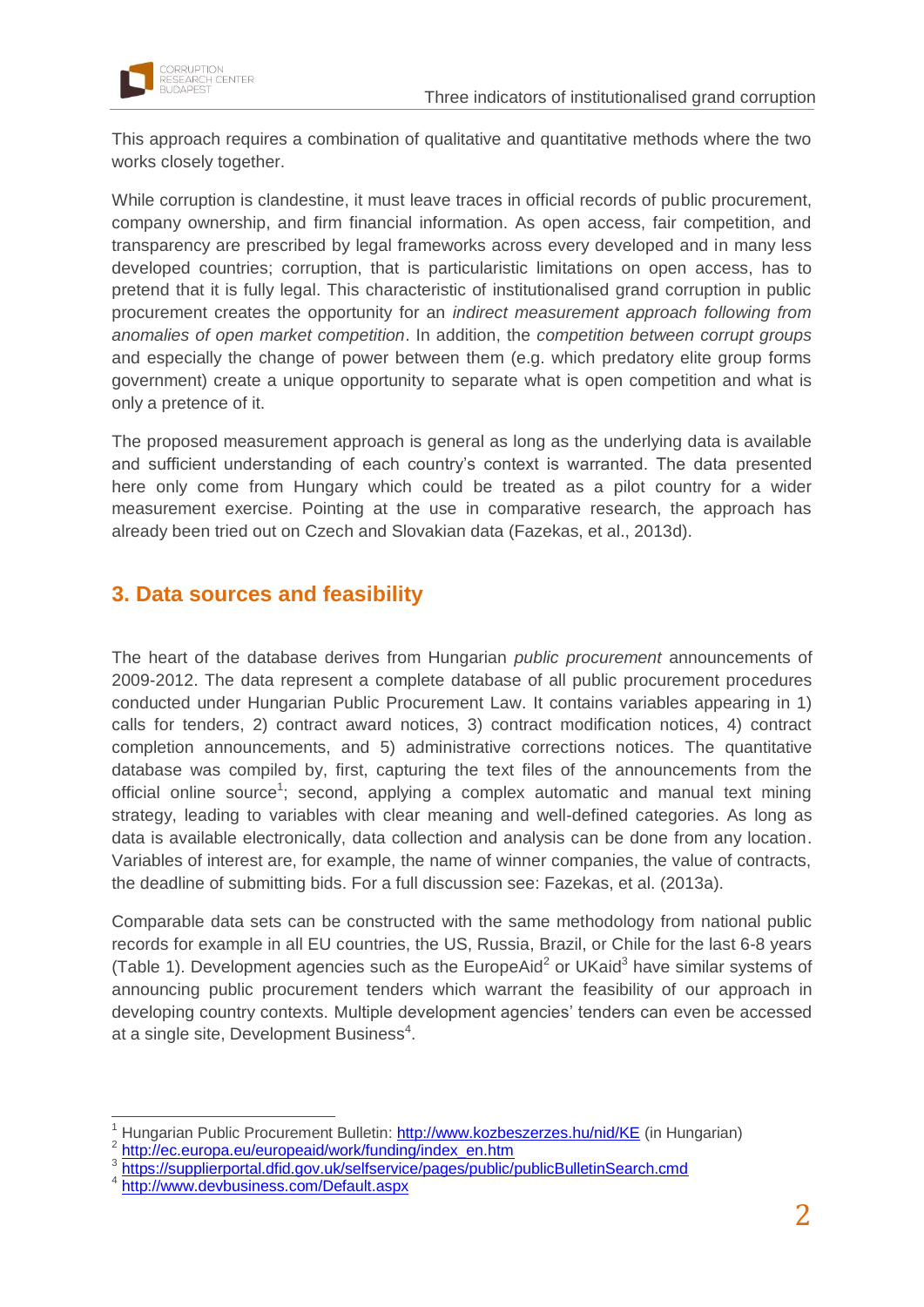This approach requires a combination of qualitative and quantitative methods where the two works closely together.

While corruption is clandestine, it must leave traces in official records of public procurement, company ownership, and firm financial information. As open access, fair competition, and transparency are prescribed by legal frameworks across every developed and in many less developed countries; corruption, that is particularistic limitations on open access, has to pretend that it is fully legal. This characteristic of institutionalised grand corruption in public procurement creates the opportunity for an *indirect measurement approach following from anomalies of open market competition*. In addition, the *competition between corrupt groups* and especially the change of power between them (e.g. which predatory elite group forms government) create a unique opportunity to separate what is open competition and what is only a pretence of it.

The proposed measurement approach is general as long as the underlying data is available and sufficient understanding of each country's context is warranted. The data presented here only come from Hungary which could be treated as a pilot country for a wider measurement exercise. Pointing at the use in comparative research, the approach has already been tried out on Czech and Slovakian data (Fazekas, et al., 2013d).

## 3. Data sources and feasibility

The heart of the database derives from Hungarian *public procurement* announcements of 2009-2012. The data represent a complete database of all public procurement procedures conducted under Hungarian Public Procurement Law. It contains variables appearing in 1) calls for tenders, 2) contract award notices, 3) contract modification notices, 4) contract completion announcements, and 5) administrative corrections notices. The quantitative database was compiled by, first, capturing the text files of the announcements from the official online source[1]; second, applying a complex automatic and manual text mining strategy, leading to variables with clear meaning and well-defined categories. As long as data is available electronically, data collection and analysis can be done from any location. Variables of interest are, for example, the name of winner companies, the value of contracts, the deadline of submitting bids. For a full discussion see: Fazekas, et al. (2013a).

Comparable data sets can be constructed with the same methodology from national public records for example in all EU countries, the US, Russia, Brazil, or Chile for the last 6-8 years (Table 1). Development agencies such as the EuropeAid[2] or UKaid[3] have similar systems of announcing public procurement tenders which warrant the feasibility of our approach in developing country contexts. Multiple development agencies' tenders can even be accessed at a single site, Development Business[4].

---

[1] Hungarian Public Procurement Bulletin: http://www.kozbeszerzes.hu/nid/KE (in Hungarian)

[2] http://ec.europa.eu/europeaid/work/funding/index_en.htm

[3] https://supplierportal.dfid.gov.uk/selfservice/pages/public/publicBulletinSearch.cmd

[4] http://www.devbusiness.com/Default.aspx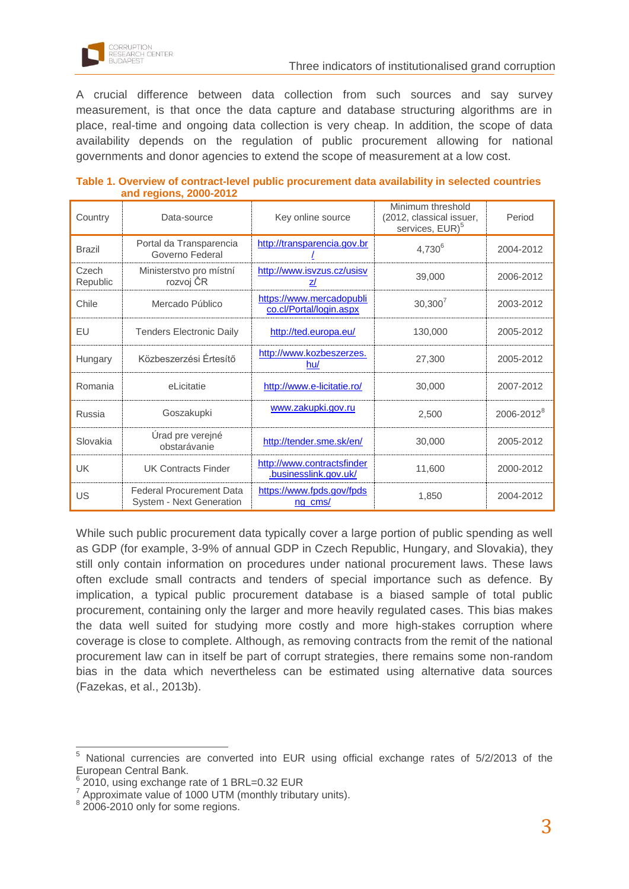A crucial difference between data collection from such sources and say survey measurement, is that once the data capture and database structuring algorithms are in place, real-time and ongoing data collection is very cheap. In addition, the scope of data availability depends on the regulation of public procurement allowing for national governments and donor agencies to extend the scope of measurement at a low cost.

**Table 1. Overview of contract-level public procurement data availability in selected countries and regions, 2000-2012**

| Country | Data-source | Key online source | Minimum threshold (2012, classical issuer, services, EUR)[5] | Period |
|---|---|---|---|---|
| Brazil | Portal da Transparencia Governo Federal | http://transparencia.gov.br/ | 4,730[6] | 2004-2012 |
| Czech Republic | Ministerstvo pro místní rozvoj ČR | http://www.isvzus.cz/usisvz/ | 39,000 | 2006-2012 |
| Chile | Mercado Público | https://www.mercadopublico.cl/Portal/login.aspx | 30,300[7] | 2003-2012 |
| EU | Tenders Electronic Daily | http://ted.europa.eu/ | 130,000 | 2005-2012 |
| Hungary | Közbeszerzési Értesítő | http://www.kozbeszerzes.hu/ | 27,300 | 2005-2012 |
| Romania | eLicitatie | http://www.e-licitatie.ro/ | 30,000 | 2007-2012 |
| Russia | Goszakupki | www.zakupki.gov.ru | 2,500 | 2006-2012[8] |
| Slovakia | Úrad pre verejné obstarávanie | http://tender.sme.sk/en/ | 30,000 | 2005-2012 |
| UK | UK Contracts Finder | http://www.contractsfinder.businesslink.gov.uk/ | 11,600 | 2000-2012 |
| US | Federal Procurement Data System - Next Generation | https://www.fpds.gov/fpdsng_cms/ | 1,850 | 2004-2012 |

While such public procurement data typically cover a large portion of public spending as well as GDP (for example, 3-9% of annual GDP in Czech Republic, Hungary, and Slovakia), they still only contain information on procedures under national procurement laws. These laws often exclude small contracts and tenders of special importance such as defence. By implication, a typical public procurement database is a biased sample of total public procurement, containing only the larger and more heavily regulated cases. This bias makes the data well suited for studying more costly and more high-stakes corruption where coverage is close to complete. Although, as removing contracts from the remit of the national procurement law can in itself be part of corrupt strategies, there remains some non-random bias in the data which nevertheless can be estimated using alternative data sources (Fazekas, et al., 2013b).

---

[5] National currencies are converted into EUR using official exchange rates of 5/2/2013 of the European Central Bank.

[6] 2010, using exchange rate of 1 BRL=0.32 EUR

[7] Approximate value of 1000 UTM (monthly tributary units).

[8] 2006-2010 only for some regions.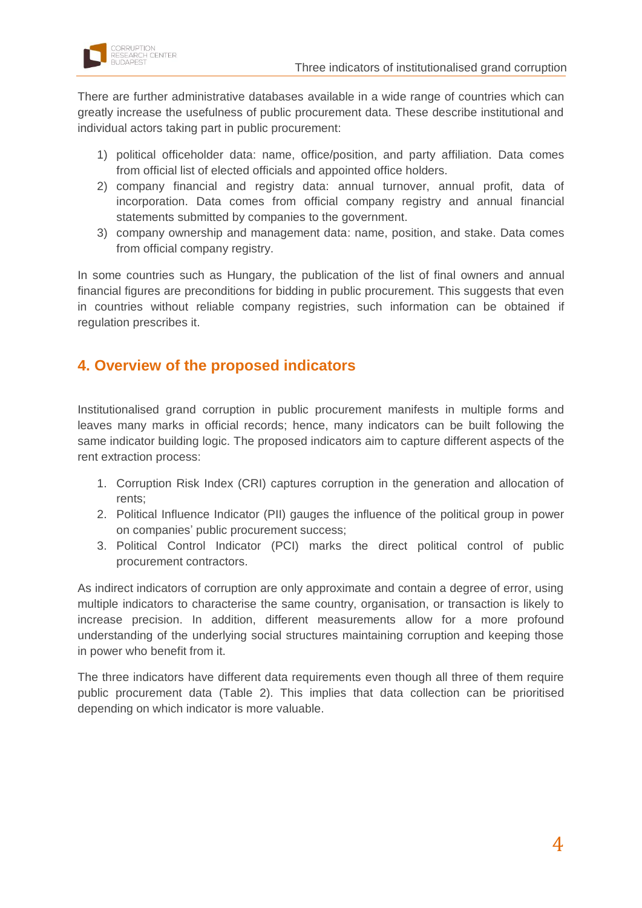There are further administrative databases available in a wide range of countries which can greatly increase the usefulness of public procurement data. These describe institutional and individual actors taking part in public procurement:

1) political officeholder data: name, office/position, and party affiliation. Data comes from official list of elected officials and appointed office holders.
2) company financial and registry data: annual turnover, annual profit, data of incorporation. Data comes from official company registry and annual financial statements submitted by companies to the government.
3) company ownership and management data: name, position, and stake. Data comes from official company registry.

In some countries such as Hungary, the publication of the list of final owners and annual financial figures are preconditions for bidding in public procurement. This suggests that even in countries without reliable company registries, such information can be obtained if regulation prescribes it.

## 4. Overview of the proposed indicators

Institutionalised grand corruption in public procurement manifests in multiple forms and leaves many marks in official records; hence, many indicators can be built following the same indicator building logic. The proposed indicators aim to capture different aspects of the rent extraction process:

1. Corruption Risk Index (CRI) captures corruption in the generation and allocation of rents;
2. Political Influence Indicator (PII) gauges the influence of the political group in power on companies' public procurement success;
3. Political Control Indicator (PCI) marks the direct political control of public procurement contractors.

As indirect indicators of corruption are only approximate and contain a degree of error, using multiple indicators to characterise the same country, organisation, or transaction is likely to increase precision. In addition, different measurements allow for a more profound understanding of the underlying social structures maintaining corruption and keeping those in power who benefit from it.

The three indicators have different data requirements even though all three of them require public procurement data (Table 2). This implies that data collection can be prioritised depending on which indicator is more valuable.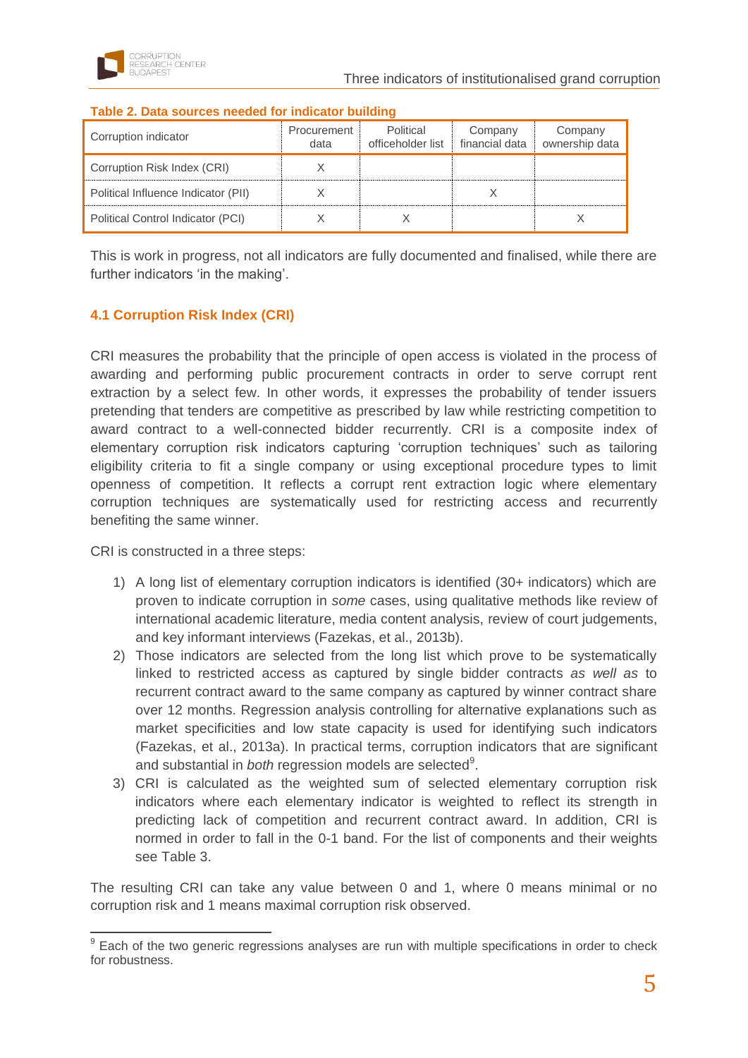**Table 2. Data sources needed for indicator building**

| Corruption indicator | Procurement data | Political officeholder list | Company financial data | Company ownership data |
|---|---|---|---|---|
| Corruption Risk Index (CRI) | X | | | |
| Political Influence Indicator (PII) | X | | X | |
| Political Control Indicator (PCI) | X | X | | X |

This is work in progress, not all indicators are fully documented and finalised, while there are further indicators 'in the making'.

### 4.1 Corruption Risk Index (CRI)

CRI measures the probability that the principle of open access is violated in the process of awarding and performing public procurement contracts in order to serve corrupt rent extraction by a select few. In other words, it expresses the probability of tender issuers pretending that tenders are competitive as prescribed by law while restricting competition to award contract to a well-connected bidder recurrently. CRI is a composite index of elementary corruption risk indicators capturing 'corruption techniques' such as tailoring eligibility criteria to fit a single company or using exceptional procedure types to limit openness of competition. It reflects a corrupt rent extraction logic where elementary corruption techniques are systematically used for restricting access and recurrently benefiting the same winner.

CRI is constructed in a three steps:

1) A long list of elementary corruption indicators is identified (30+ indicators) which are proven to indicate corruption in *some* cases, using qualitative methods like review of international academic literature, media content analysis, review of court judgements, and key informant interviews (Fazekas, et al., 2013b).
2) Those indicators are selected from the long list which prove to be systematically linked to restricted access as captured by single bidder contracts *as well as* to recurrent contract award to the same company as captured by winner contract share over 12 months. Regression analysis controlling for alternative explanations such as market specificities and low state capacity is used for identifying such indicators (Fazekas, et al., 2013a). In practical terms, corruption indicators that are significant and substantial in *both* regression models are selected[9].
3) CRI is calculated as the weighted sum of selected elementary corruption risk indicators where each elementary indicator is weighted to reflect its strength in predicting lack of competition and recurrent contract award. In addition, CRI is normed in order to fall in the 0-1 band. For the list of components and their weights see Table 3.

The resulting CRI can take any value between 0 and 1, where 0 means minimal or no corruption risk and 1 means maximal corruption risk observed.

[9] Each of the two generic regressions analyses are run with multiple specifications in order to check for robustness.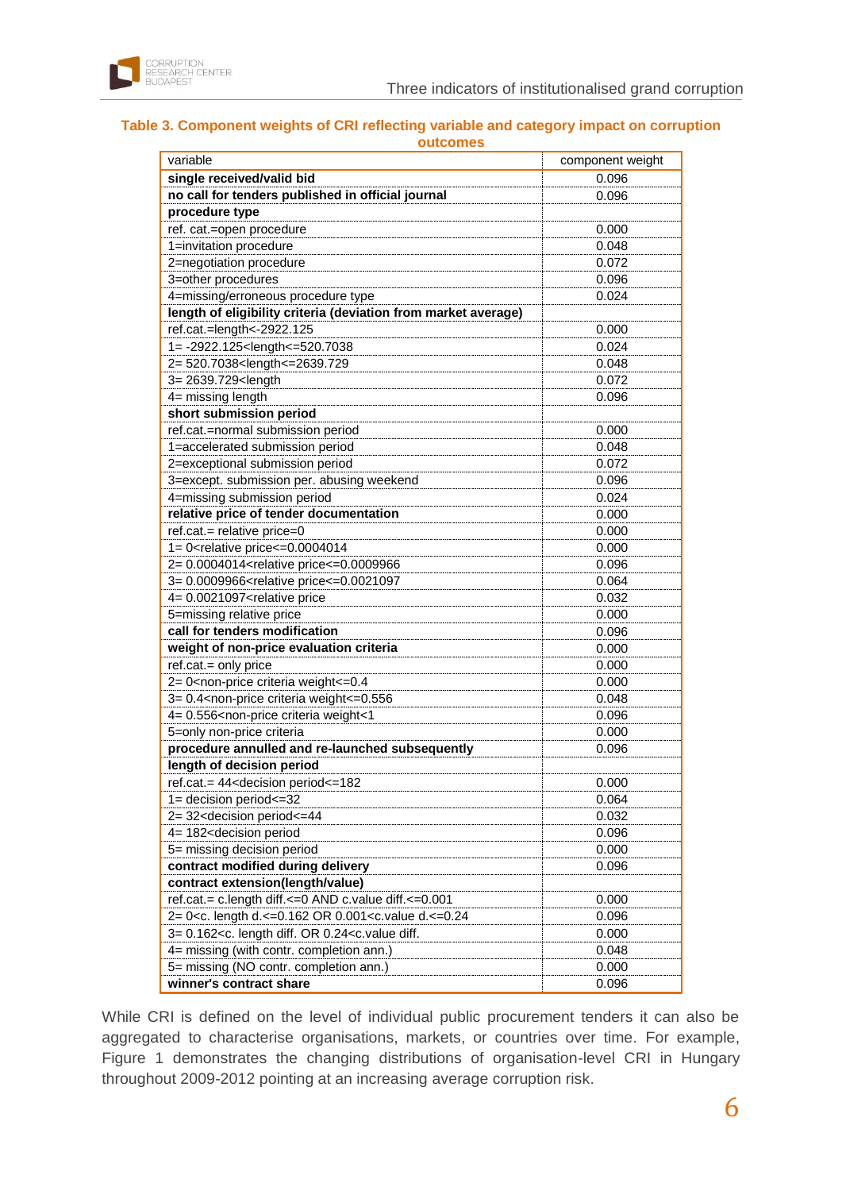**Table 3. Component weights of CRI reflecting variable and category impact on corruption outcomes**

| variable | component weight |
|---|---|
| **single received/valid bid** | 0.096 |
| **no call for tenders published in official journal** | 0.096 |
| **procedure type** | |
| ref. cat.=open procedure | 0.000 |
| 1=invitation procedure | 0.048 |
| 2=negotiation procedure | 0.072 |
| 3=other procedures | 0.096 |
| 4=missing/erroneous procedure type | 0.024 |
| **length of eligibility criteria (deviation from market average)** | |
| ref.cat.=length<-2922.125 | 0.000 |
| 1= -2922.125<length<=520.7038 | 0.024 |
| 2= 520.7038<length<=2639.729 | 0.048 |
| 3= 2639.729<length | 0.072 |
| 4= missing length | 0.096 |
| **short submission period** | |
| ref.cat.=normal submission period | 0.000 |
| 1=accelerated submission period | 0.048 |
| 2=exceptional submission period | 0.072 |
| 3=except. submission per. abusing weekend | 0.096 |
| 4=missing submission period | 0.024 |
| **relative price of tender documentation** | 0.000 |
| ref.cat.= relative price=0 | 0.000 |
| 1= 0<relative price<=0.0004014 | 0.000 |
| 2= 0.0004014<relative price<=0.0009966 | 0.096 |
| 3= 0.0009966<relative price<=0.0021097 | 0.064 |
| 4= 0.0021097<relative price | 0.032 |
| 5=missing relative price | 0.000 |
| **call for tenders modification** | 0.096 |
| **weight of non-price evaluation criteria** | 0.000 |
| ref.cat.= only price | 0.000 |
| 2= 0<non-price criteria weight<=0.4 | 0.000 |
| 3= 0.4<non-price criteria weight<=0.556 | 0.048 |
| 4= 0.556<non-price criteria weight<1 | 0.096 |
| 5=only non-price criteria | 0.000 |
| **procedure annulled and re-launched subsequently** | 0.096 |
| **length of decision period** | |
| ref.cat.= 44<decision period<=182 | 0.000 |
| 1= decision period<=32 | 0.064 |
| 2= 32<decision period<=44 | 0.032 |
| 4= 182<decision period | 0.096 |
| 5= missing decision period | 0.000 |
| **contract modified during delivery** | 0.096 |
| **contract extension(length/value)** | |
| ref.cat.= c.length diff.<=0 AND c.value diff.<=0.001 | 0.000 |
| 2= 0<c. length d.<=0.162 OR 0.001<c.value d.<=0.24 | 0.096 |
| 3= 0.162<c. length diff. OR 0.24<c.value diff. | 0.000 |
| 4= missing (with contr. completion ann.) | 0.048 |
| 5= missing (NO contr. completion ann.) | 0.000 |
| **winner's contract share** | 0.096 |

While CRI is defined on the level of individual public procurement tenders it can also be aggregated to characterise organisations, markets, or countries over time. For example, Figure 1 demonstrates the changing distributions of organisation-level CRI in Hungary throughout 2009-2012 pointing at an increasing average corruption risk.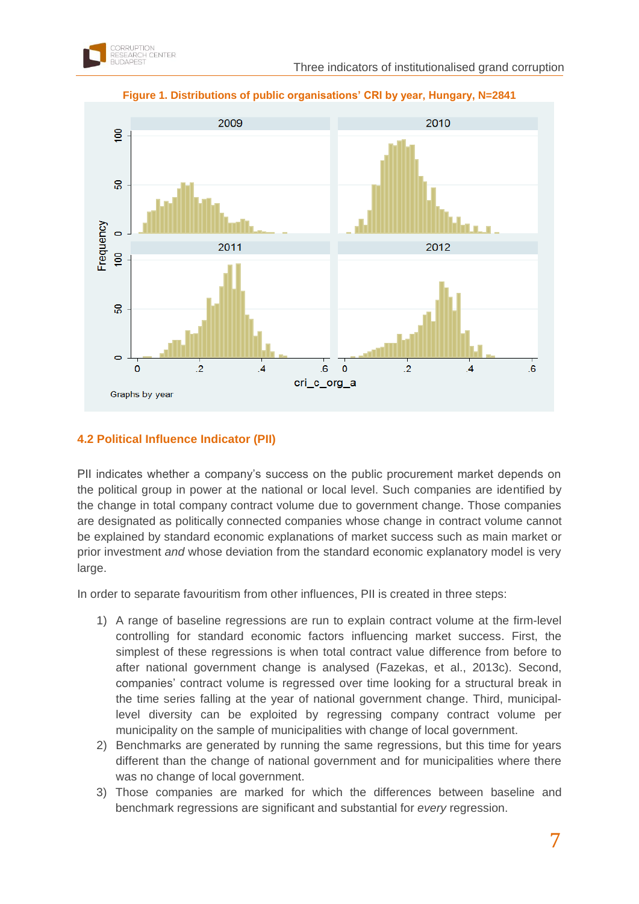**Figure 1. Distributions of public organisations' CRI by year, Hungary, N=2841**

## 4.2 Political Influence Indicator (PII)

PII indicates whether a company's success on the public procurement market depends on the political group in power at the national or local level. Such companies are identified by the change in total company contract volume due to government change. Those companies are designated as politically connected companies whose change in contract volume cannot be explained by standard economic explanations of market success such as main market or prior investment *and* whose deviation from the standard economic explanatory model is very large.

In order to separate favouritism from other influences, PII is created in three steps:

1) A range of baseline regressions are run to explain contract volume at the firm-level controlling for standard economic factors influencing market success. First, the simplest of these regressions is when total contract value difference from before to after national government change is analysed (Fazekas, et al., 2013c). Second, companies' contract volume is regressed over time looking for a structural break in the time series falling at the year of national government change. Third, municipal-level diversity can be exploited by regressing company contract volume per municipality on the sample of municipalities with change of local government.
2) Benchmarks are generated by running the same regressions, but this time for years different than the change of national government and for municipalities where there was no change of local government.
3) Those companies are marked for which the differences between baseline and benchmark regressions are significant and substantial for *every* regression.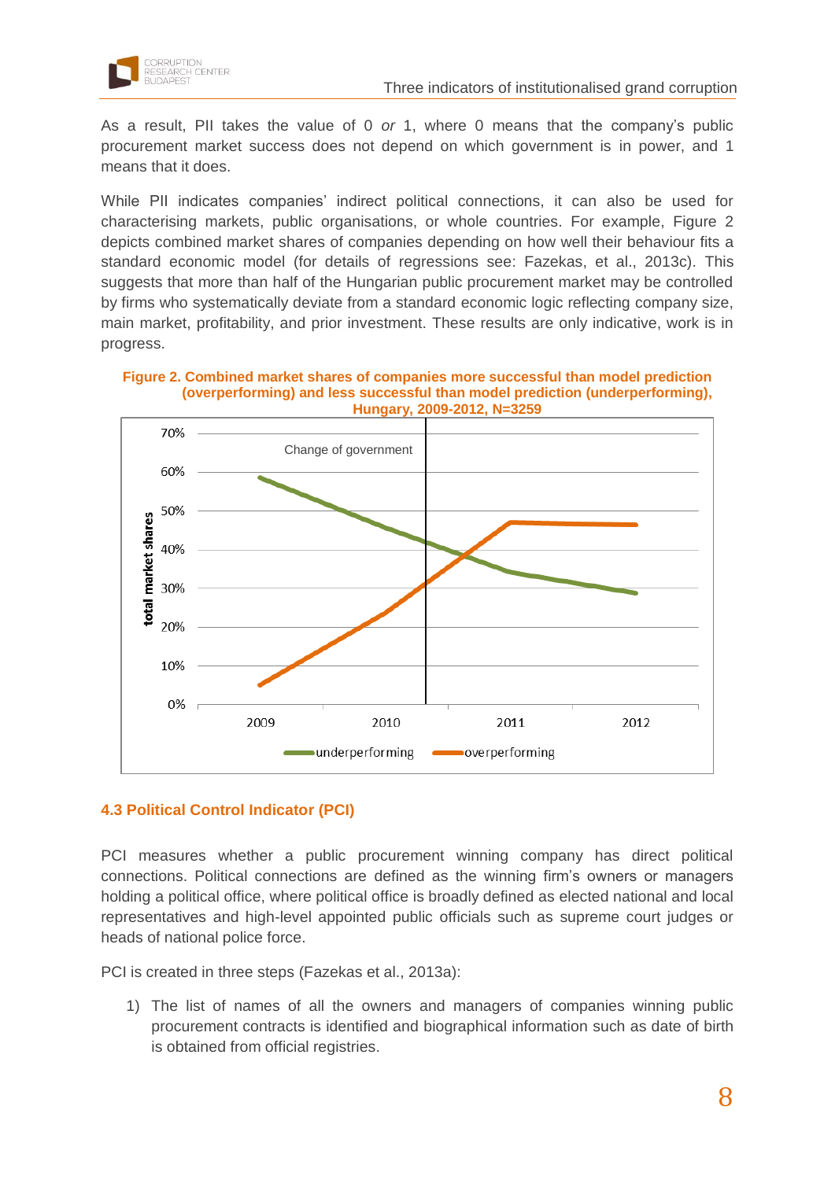As a result, PII takes the value of 0 *or* 1, where 0 means that the company's public procurement market success does not depend on which government is in power, and 1 means that it does.

While PII indicates companies' indirect political connections, it can also be used for characterising markets, public organisations, or whole countries. For example, Figure 2 depicts combined market shares of companies depending on how well their behaviour fits a standard economic model (for details of regressions see: Fazekas, et al., 2013c). This suggests that more than half of the Hungarian public procurement market may be controlled by firms who systematically deviate from a standard economic logic reflecting company size, main market, profitability, and prior investment. These results are only indicative, work is in progress.

**Figure 2. Combined market shares of companies more successful than model prediction (overperforming) and less successful than model prediction (underperforming), Hungary, 2009-2012, N=3259**

### 4.3 Political Control Indicator (PCI)

PCI measures whether a public procurement winning company has direct political connections. Political connections are defined as the winning firm's owners or managers holding a political office, where political office is broadly defined as elected national and local representatives and high-level appointed public officials such as supreme court judges or heads of national police force.

PCI is created in three steps (Fazekas et al., 2013a):

1) The list of names of all the owners and managers of companies winning public procurement contracts is identified and biographical information such as date of birth is obtained from official registries.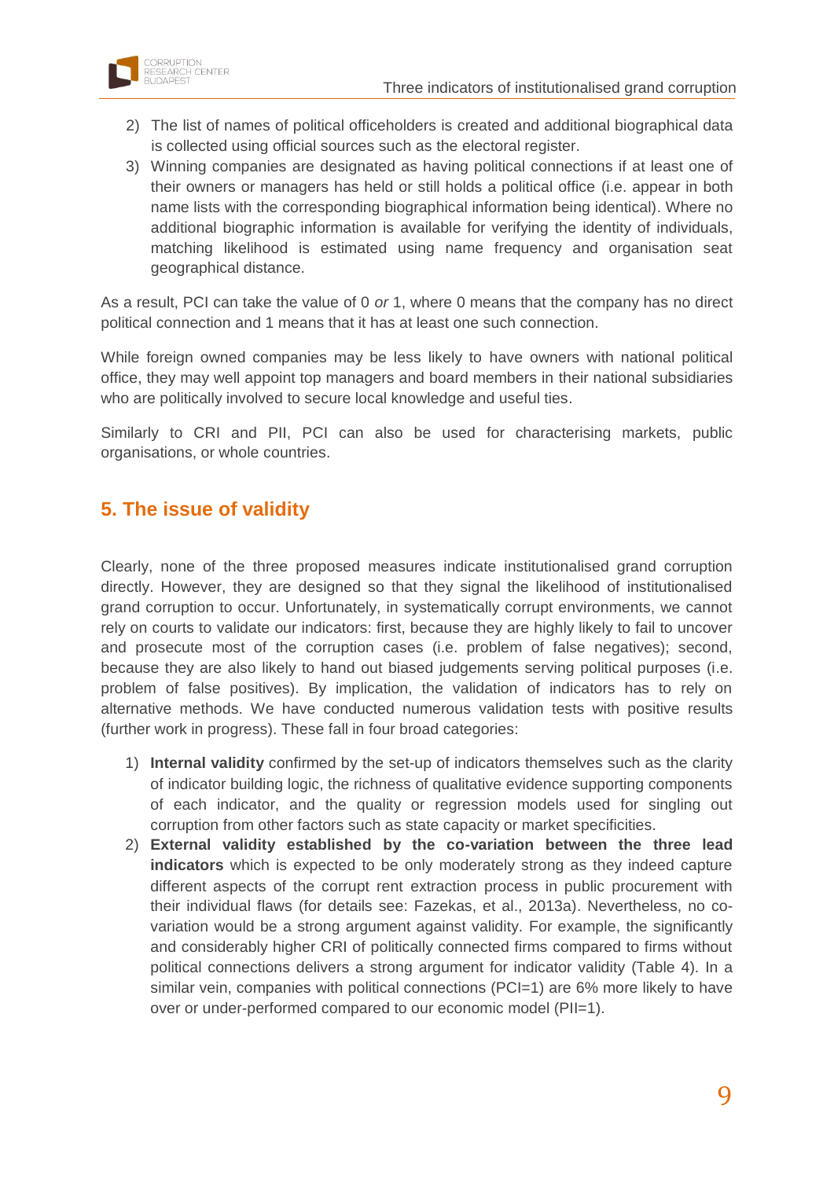2) The list of names of political officeholders is created and additional biographical data is collected using official sources such as the electoral register.
3) Winning companies are designated as having political connections if at least one of their owners or managers has held or still holds a political office (i.e. appear in both name lists with the corresponding biographical information being identical). Where no additional biographic information is available for verifying the identity of individuals, matching likelihood is estimated using name frequency and organisation seat geographical distance.

As a result, PCI can take the value of 0 *or* 1, where 0 means that the company has no direct political connection and 1 means that it has at least one such connection.

While foreign owned companies may be less likely to have owners with national political office, they may well appoint top managers and board members in their national subsidiaries who are politically involved to secure local knowledge and useful ties.

Similarly to CRI and PII, PCI can also be used for characterising markets, public organisations, or whole countries.

## 5. The issue of validity

Clearly, none of the three proposed measures indicate institutionalised grand corruption directly. However, they are designed so that they signal the likelihood of institutionalised grand corruption to occur. Unfortunately, in systematically corrupt environments, we cannot rely on courts to validate our indicators: first, because they are highly likely to fail to uncover and prosecute most of the corruption cases (i.e. problem of false negatives); second, because they are also likely to hand out biased judgements serving political purposes (i.e. problem of false positives). By implication, the validation of indicators has to rely on alternative methods. We have conducted numerous validation tests with positive results (further work in progress). These fall in four broad categories:

1) **Internal validity** confirmed by the set-up of indicators themselves such as the clarity of indicator building logic, the richness of qualitative evidence supporting components of each indicator, and the quality or regression models used for singling out corruption from other factors such as state capacity or market specificities.
2) **External validity established by the co-variation between the three lead indicators** which is expected to be only moderately strong as they indeed capture different aspects of the corrupt rent extraction process in public procurement with their individual flaws (for details see: Fazekas, et al., 2013a). Nevertheless, no co-variation would be a strong argument against validity. For example, the significantly and considerably higher CRI of politically connected firms compared to firms without political connections delivers a strong argument for indicator validity (Table 4). In a similar vein, companies with political connections (PCI=1) are 6% more likely to have over or under-performed compared to our economic model (PII=1).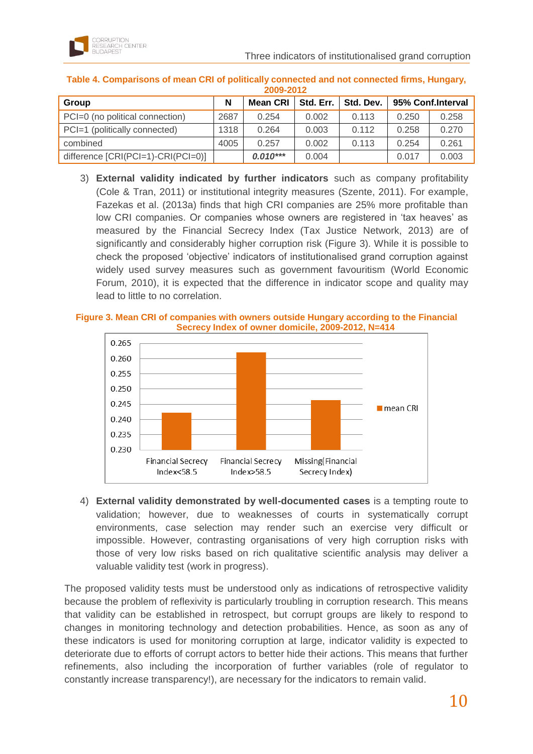**Table 4. Comparisons of mean CRI of politically connected and not connected firms, Hungary, 2009-2012**

| Group | N | Mean CRI | Std. Err. | Std. Dev. | 95% Conf.Interval | |
|---|---|---|---|---|---|---|
| PCI=0 (no political connection) | 2687 | 0.254 | 0.002 | 0.113 | 0.250 | 0.258 |
| PCI=1 (politically connected) | 1318 | 0.264 | 0.003 | 0.112 | 0.258 | 0.270 |
| combined | 4005 | 0.257 | 0.002 | 0.113 | 0.254 | 0.261 |
| difference [CRI(PCI=1)-CRI(PCI=0)] | | ***0.010**** | 0.004 | | 0.017 | 0.003 |

3) **External validity indicated by further indicators** such as company profitability (Cole & Tran, 2011) or institutional integrity measures (Szente, 2011). For example, Fazekas et al. (2013a) finds that high CRI companies are 25% more profitable than low CRI companies. Or companies whose owners are registered in 'tax heaves' as measured by the Financial Secrecy Index (Tax Justice Network, 2013) are of significantly and considerably higher corruption risk (Figure 3). While it is possible to check the proposed 'objective' indicators of institutionalised grand corruption against widely used survey measures such as government favouritism (World Economic Forum, 2010), it is expected that the difference in indicator scope and quality may lead to little to no correlation.

**Figure 3. Mean CRI of companies with owners outside Hungary according to the Financial Secrecy Index of owner domicile, 2009-2012, N=414**

4) **External validity demonstrated by well-documented cases** is a tempting route to validation; however, due to weaknesses of courts in systematically corrupt environments, case selection may render such an exercise very difficult or impossible. However, contrasting organisations of very high corruption risks with those of very low risks based on rich qualitative scientific analysis may deliver a valuable validity test (work in progress).

The proposed validity tests must be understood only as indications of retrospective validity because the problem of reflexivity is particularly troubling in corruption research. This means that validity can be established in retrospect, but corrupt groups are likely to respond to changes in monitoring technology and detection probabilities. Hence, as soon as any of these indicators is used for monitoring corruption at large, indicator validity is expected to deteriorate due to efforts of corrupt actors to better hide their actions. This means that further refinements, also including the incorporation of further variables (role of regulator to constantly increase transparency!), are necessary for the indicators to remain valid.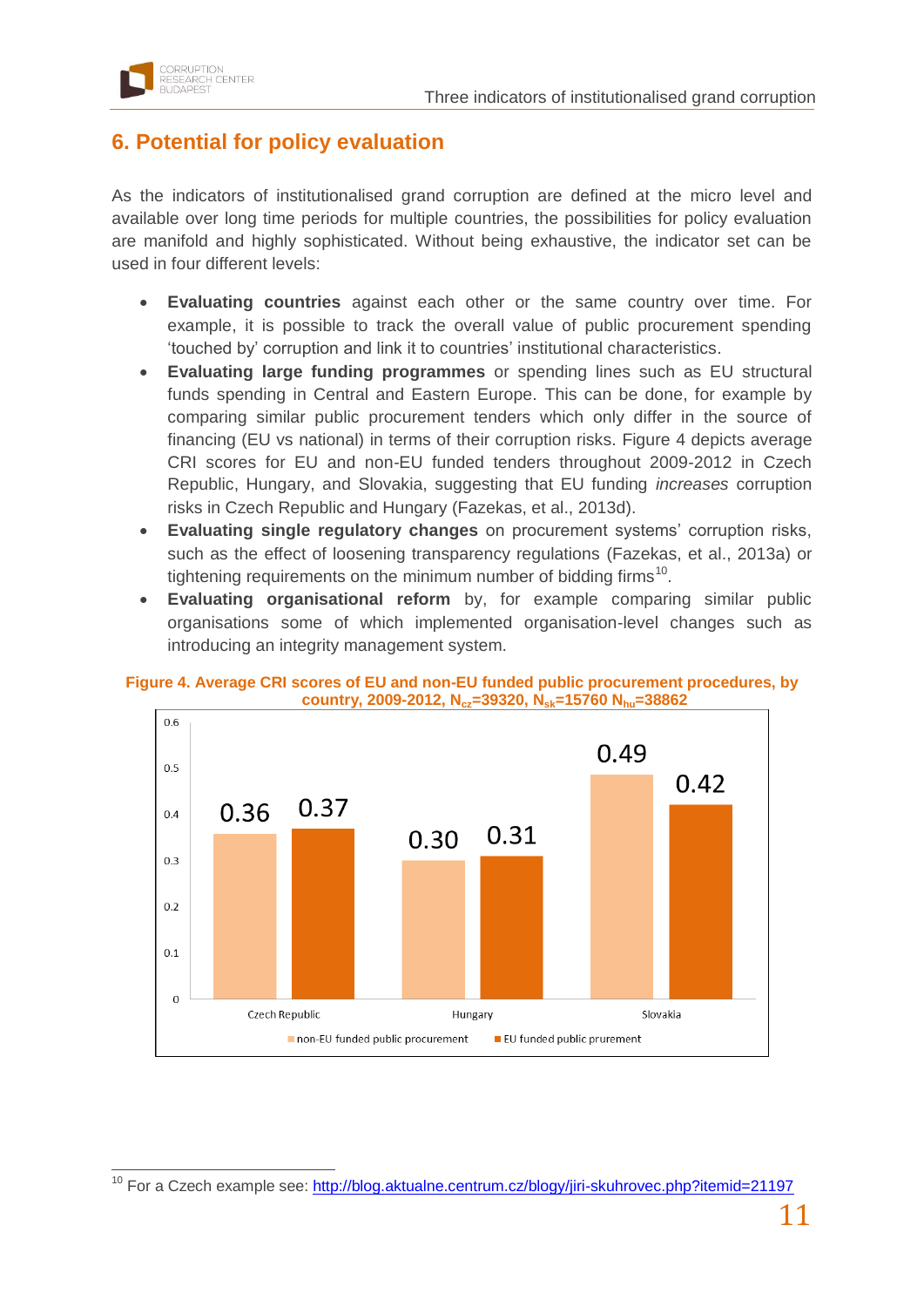## 6. Potential for policy evaluation

As the indicators of institutionalised grand corruption are defined at the micro level and available over long time periods for multiple countries, the possibilities for policy evaluation are manifold and highly sophisticated. Without being exhaustive, the indicator set can be used in four different levels:

- **Evaluating countries** against each other or the same country over time. For example, it is possible to track the overall value of public procurement spending 'touched by' corruption and link it to countries' institutional characteristics.
- **Evaluating large funding programmes** or spending lines such as EU structural funds spending in Central and Eastern Europe. This can be done, for example by comparing similar public procurement tenders which only differ in the source of financing (EU vs national) in terms of their corruption risks. Figure 4 depicts average CRI scores for EU and non-EU funded tenders throughout 2009-2012 in Czech Republic, Hungary, and Slovakia, suggesting that EU funding *increases* corruption risks in Czech Republic and Hungary (Fazekas, et al., 2013d).
- **Evaluating single regulatory changes** on procurement systems' corruption risks, such as the effect of loosening transparency regulations (Fazekas, et al., 2013a) or tightening requirements on the minimum number of bidding firms[10].
- **Evaluating organisational reform** by, for example comparing similar public organisations some of which implemented organisation-level changes such as introducing an integrity management system.

**Figure 4. Average CRI scores of EU and non-EU funded public procurement procedures, by country, 2009-2012, $N_{cz}$=39320, $N_{sk}$=15760 $N_{hu}$=38862**

| Country | non-EU funded public procurement | EU funded public prurement |
|---|---|---|
| Czech Republic | 0.36 | 0.37 |
| Hungary | 0.30 | 0.31 |
| Slovakia | 0.49 | 0.42 |

[10] For a Czech example see: http://blog.aktualne.centrum.cz/blogy/jiri-skuhrovec.php?itemid=21197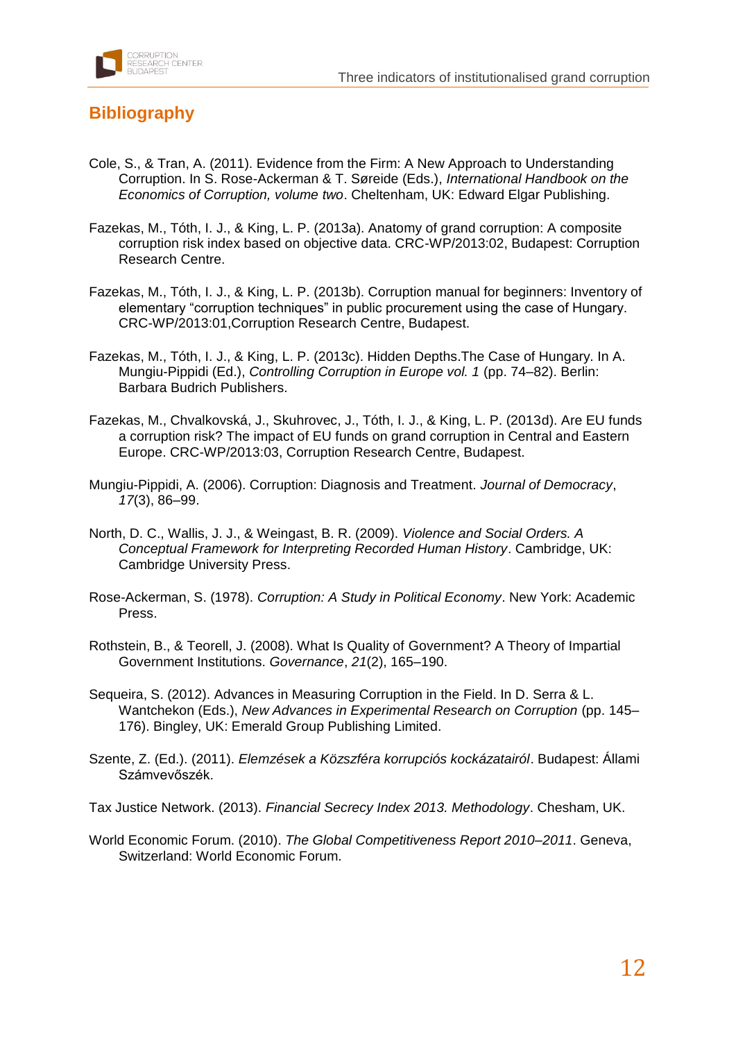## Bibliography

Cole, S., & Tran, A. (2011). Evidence from the Firm: A New Approach to Understanding Corruption. In S. Rose-Ackerman & T. Søreide (Eds.), *International Handbook on the Economics of Corruption, volume two*. Cheltenham, UK: Edward Elgar Publishing.

Fazekas, M., Tóth, I. J., & King, L. P. (2013a). Anatomy of grand corruption: A composite corruption risk index based on objective data. CRC-WP/2013:02, Budapest: Corruption Research Centre.

Fazekas, M., Tóth, I. J., & King, L. P. (2013b). Corruption manual for beginners: Inventory of elementary "corruption techniques" in public procurement using the case of Hungary. CRC-WP/2013:01,Corruption Research Centre, Budapest.

Fazekas, M., Tóth, I. J., & King, L. P. (2013c). Hidden Depths.The Case of Hungary. In A. Mungiu-Pippidi (Ed.), *Controlling Corruption in Europe vol. 1* (pp. 74–82). Berlin: Barbara Budrich Publishers.

Fazekas, M., Chvalkovská, J., Skuhrovec, J., Tóth, I. J., & King, L. P. (2013d). Are EU funds a corruption risk? The impact of EU funds on grand corruption in Central and Eastern Europe. CRC-WP/2013:03, Corruption Research Centre, Budapest.

Mungiu-Pippidi, A. (2006). Corruption: Diagnosis and Treatment. *Journal of Democracy*, *17*(3), 86–99.

North, D. C., Wallis, J. J., & Weingast, B. R. (2009). *Violence and Social Orders. A Conceptual Framework for Interpreting Recorded Human History*. Cambridge, UK: Cambridge University Press.

Rose-Ackerman, S. (1978). *Corruption: A Study in Political Economy*. New York: Academic Press.

Rothstein, B., & Teorell, J. (2008). What Is Quality of Government? A Theory of Impartial Government Institutions. *Governance*, *21*(2), 165–190.

Sequeira, S. (2012). Advances in Measuring Corruption in the Field. In D. Serra & L. Wantchekon (Eds.), *New Advances in Experimental Research on Corruption* (pp. 145–176). Bingley, UK: Emerald Group Publishing Limited.

Szente, Z. (Ed.). (2011). *Elemzések a Közszféra korrupciós kockázatairól*. Budapest: Állami Számvevőszék.

Tax Justice Network. (2013). *Financial Secrecy Index 2013. Methodology*. Chesham, UK.

World Economic Forum. (2010). *The Global Competitiveness Report 2010–2011*. Geneva, Switzerland: World Economic Forum.